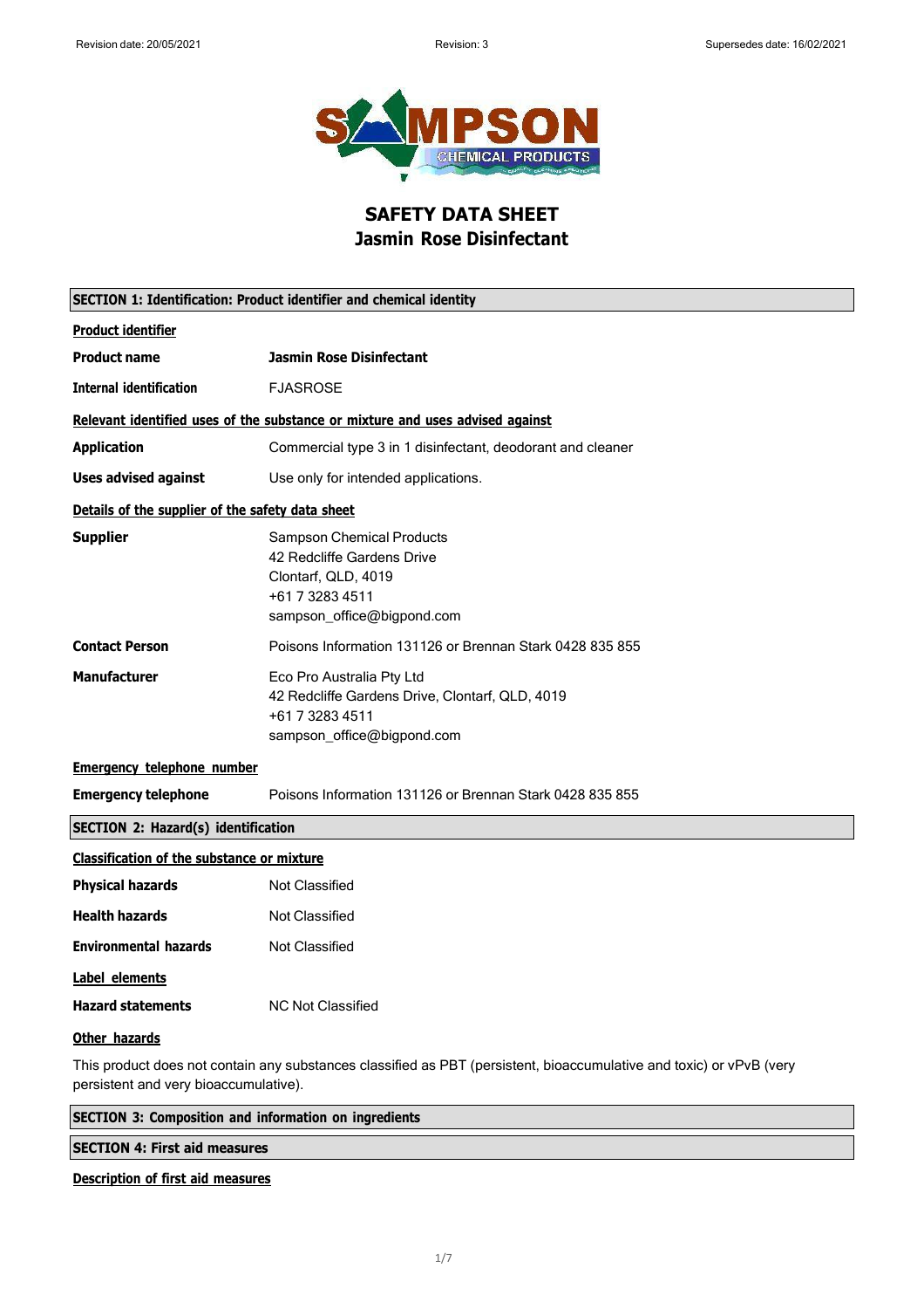Revision date: 20/05/2021 | Revision: 3 | Supersedes date: 16/02/2021

# SAFETY DATA SHEET
# Jasmin Rose Disinfectant

## SECTION 1: Identification: Product identifier and chemical identity

**Product identifier**

| | |
|---|---|
| **Product name** | **Jasmin Rose Disinfectant** |
| **Internal identification** | FJASROSE |

**Relevant identified uses of the substance or mixture and uses advised against**

| | |
|---|---|
| **Application** | Commercial type 3 in 1 disinfectant, deodorant and cleaner |
| **Uses advised against** | Use only for intended applications. |

**Details of the supplier of the safety data sheet**

| | |
|---|---|
| **Supplier** | Sampson Chemical Products<br>42 Redcliffe Gardens Drive<br>Clontarf, QLD, 4019<br>+61 7 3283 4511<br>sampson_office@bigpond.com |
| **Contact Person** | Poisons Information 131126 or Brennan Stark 0428 835 855 |
| **Manufacturer** | Eco Pro Australia Pty Ltd<br>42 Redcliffe Gardens Drive, Clontarf, QLD, 4019<br>+61 7 3283 4511<br>sampson_office@bigpond.com |

**Emergency telephone number**

| | |
|---|---|
| **Emergency telephone** | Poisons Information 131126 or Brennan Stark 0428 835 855 |

## SECTION 2: Hazard(s) identification

**Classification of the substance or mixture**

| | |
|---|---|
| **Physical hazards** | Not Classified |
| **Health hazards** | Not Classified |
| **Environmental hazards** | Not Classified |

**Label elements**

| | |
|---|---|
| **Hazard statements** | NC Not Classified |

**Other hazards**

This product does not contain any substances classified as PBT (persistent, bioaccumulative and toxic) or vPvB (very persistent and very bioaccumulative).

## SECTION 3: Composition and information on ingredients

## SECTION 4: First aid measures

**Description of first aid measures**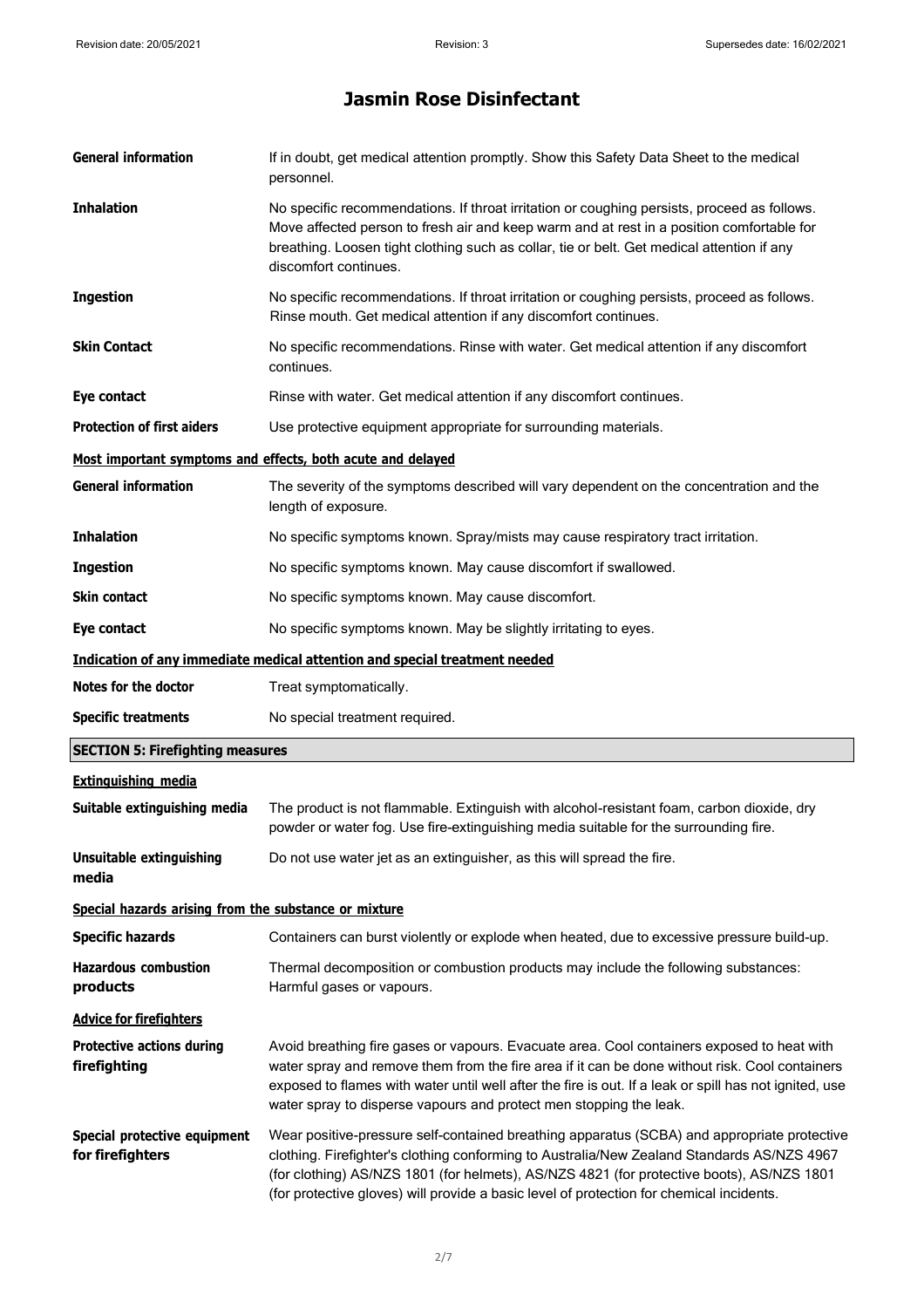| | |
|---|---|
| **General information** | If in doubt, get medical attention promptly. Show this Safety Data Sheet to the medical personnel. |
| **Inhalation** | No specific recommendations. If throat irritation or coughing persists, proceed as follows. Move affected person to fresh air and keep warm and at rest in a position comfortable for breathing. Loosen tight clothing such as collar, tie or belt. Get medical attention if any discomfort continues. |
| **Ingestion** | No specific recommendations. If throat irritation or coughing persists, proceed as follows. Rinse mouth. Get medical attention if any discomfort continues. |
| **Skin Contact** | No specific recommendations. Rinse with water. Get medical attention if any discomfort continues. |
| **Eye contact** | Rinse with water. Get medical attention if any discomfort continues. |
| **Protection of first aiders** | Use protective equipment appropriate for surrounding materials. |

**Most important symptoms and effects, both acute and delayed**

| | |
|---|---|
| **General information** | The severity of the symptoms described will vary dependent on the concentration and the length of exposure. |
| **Inhalation** | No specific symptoms known. Spray/mists may cause respiratory tract irritation. |
| **Ingestion** | No specific symptoms known. May cause discomfort if swallowed. |
| **Skin contact** | No specific symptoms known. May cause discomfort. |
| **Eye contact** | No specific symptoms known. May be slightly irritating to eyes. |

**Indication of any immediate medical attention and special treatment needed**

| | |
|---|---|
| **Notes for the doctor** | Treat symptomatically. |
| **Specific treatments** | No special treatment required. |

## SECTION 5: Firefighting measures

**Extinguishing media**

| | |
|---|---|
| **Suitable extinguishing media** | The product is not flammable. Extinguish with alcohol-resistant foam, carbon dioxide, dry powder or water fog. Use fire-extinguishing media suitable for the surrounding fire. |
| **Unsuitable extinguishing media** | Do not use water jet as an extinguisher, as this will spread the fire. |

**Special hazards arising from the substance or mixture**

| | |
|---|---|
| **Specific hazards** | Containers can burst violently or explode when heated, due to excessive pressure build-up. |
| **Hazardous combustion products** | Thermal decomposition or combustion products may include the following substances: Harmful gases or vapours. |

**Advice for firefighters**

| | |
|---|---|
| **Protective actions during firefighting** | Avoid breathing fire gases or vapours. Evacuate area. Cool containers exposed to heat with water spray and remove them from the fire area if it can be done without risk. Cool containers exposed to flames with water until well after the fire is out. If a leak or spill has not ignited, use water spray to disperse vapours and protect men stopping the leak. |
| **Special protective equipment for firefighters** | Wear positive-pressure self-contained breathing apparatus (SCBA) and appropriate protective clothing. Firefighter's clothing conforming to Australia/New Zealand Standards AS/NZS 4967 (for clothing) AS/NZS 1801 (for helmets), AS/NZS 4821 (for protective boots), AS/NZS 1801 (for protective gloves) will provide a basic level of protection for chemical incidents. |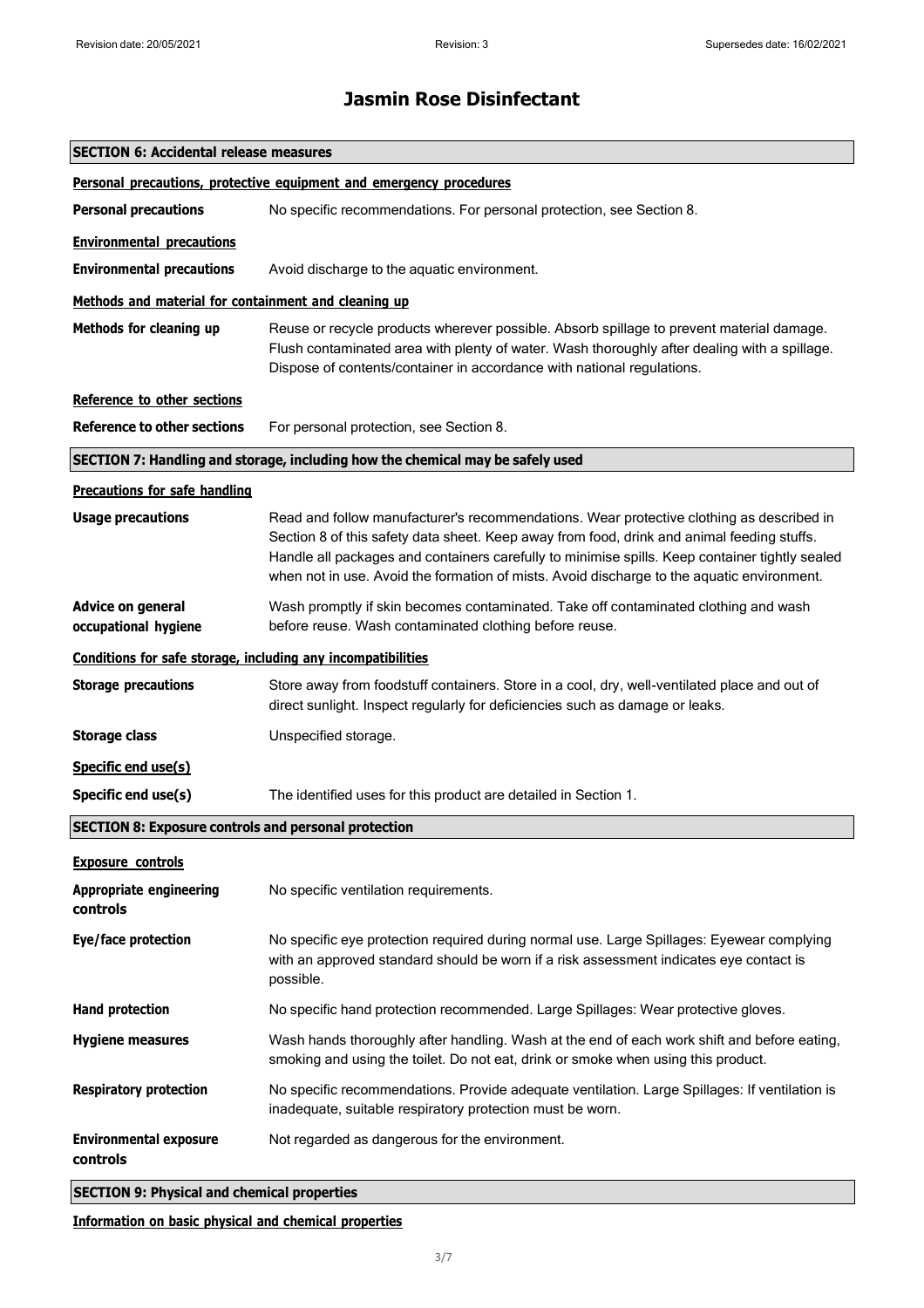# Jasmin Rose Disinfectant

## SECTION 6: Accidental release measures

### Personal precautions, protective equipment and emergency procedures

**Personal precautions** No specific recommendations. For personal protection, see Section 8.

### Environmental precautions

**Environmental precautions** Avoid discharge to the aquatic environment.

### Methods and material for containment and cleaning up

**Methods for cleaning up** Reuse or recycle products wherever possible. Absorb spillage to prevent material damage. Flush contaminated area with plenty of water. Wash thoroughly after dealing with a spillage. Dispose of contents/container in accordance with national regulations.

### Reference to other sections

**Reference to other sections** For personal protection, see Section 8.

## SECTION 7: Handling and storage, including how the chemical may be safely used

### Precautions for safe handling

**Usage precautions** Read and follow manufacturer's recommendations. Wear protective clothing as described in Section 8 of this safety data sheet. Keep away from food, drink and animal feeding stuffs. Handle all packages and containers carefully to minimise spills. Keep container tightly sealed when not in use. Avoid the formation of mists. Avoid discharge to the aquatic environment.

**Advice on general occupational hygiene** Wash promptly if skin becomes contaminated. Take off contaminated clothing and wash before reuse. Wash contaminated clothing before reuse.

### Conditions for safe storage, including any incompatibilities

**Storage precautions** Store away from foodstuff containers. Store in a cool, dry, well-ventilated place and out of direct sunlight. Inspect regularly for deficiencies such as damage or leaks.

**Storage class** Unspecified storage.

### Specific end use(s)

**Specific end use(s)** The identified uses for this product are detailed in Section 1.

## SECTION 8: Exposure controls and personal protection

### Exposure controls

**Appropriate engineering controls** No specific ventilation requirements.

**Eye/face protection** No specific eye protection required during normal use. Large Spillages: Eyewear complying with an approved standard should be worn if a risk assessment indicates eye contact is possible.

**Hand protection** No specific hand protection recommended. Large Spillages: Wear protective gloves.

**Hygiene measures** Wash hands thoroughly after handling. Wash at the end of each work shift and before eating, smoking and using the toilet. Do not eat, drink or smoke when using this product.

**Respiratory protection** No specific recommendations. Provide adequate ventilation. Large Spillages: If ventilation is inadequate, suitable respiratory protection must be worn.

**Environmental exposure controls** Not regarded as dangerous for the environment.

## SECTION 9: Physical and chemical properties

### Information on basic physical and chemical properties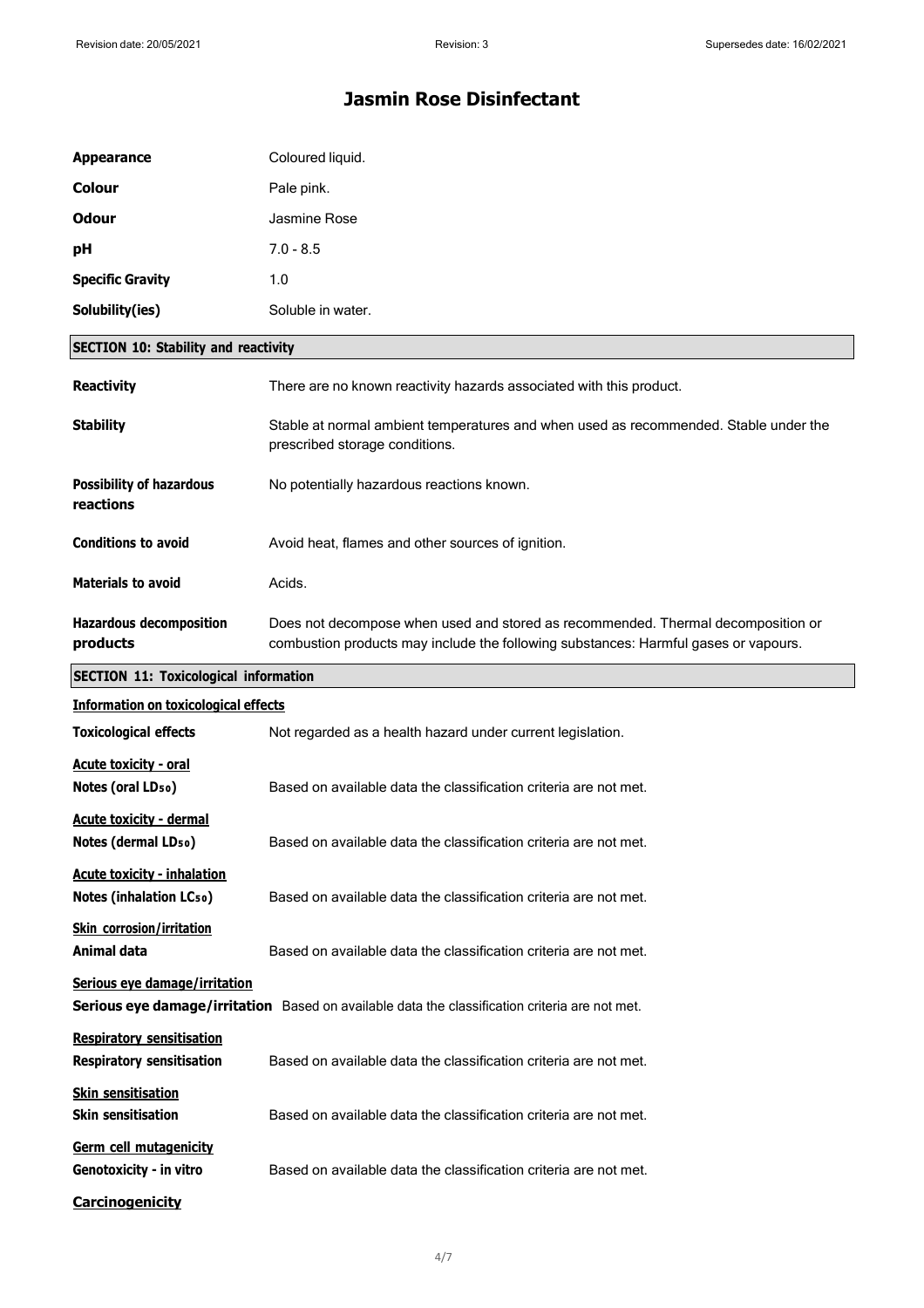# Jasmin Rose Disinfectant

| | |
|---|---|
| **Appearance** | Coloured liquid. |
| **Colour** | Pale pink. |
| **Odour** | Jasmine Rose |
| **pH** | 7.0 - 8.5 |
| **Specific Gravity** | 1.0 |
| **Solubility(ies)** | Soluble in water. |

## SECTION 10: Stability and reactivity

| | |
|---|---|
| **Reactivity** | There are no known reactivity hazards associated with this product. |
| **Stability** | Stable at normal ambient temperatures and when used as recommended. Stable under the prescribed storage conditions. |
| **Possibility of hazardous reactions** | No potentially hazardous reactions known. |
| **Conditions to avoid** | Avoid heat, flames and other sources of ignition. |
| **Materials to avoid** | Acids. |
| **Hazardous decomposition products** | Does not decompose when used and stored as recommended. Thermal decomposition or combustion products may include the following substances: Harmful gases or vapours. |

## SECTION 11: Toxicological information

**Information on toxicological effects**

**Toxicological effects** Not regarded as a health hazard under current legislation.

**Acute toxicity - oral**

**Notes (oral $LD_{50}$)** Based on available data the classification criteria are not met.

**Acute toxicity - dermal**

**Notes (dermal $LD_{50}$)** Based on available data the classification criteria are not met.

**Acute toxicity - inhalation**

**Notes (inhalation $LC_{50}$)** Based on available data the classification criteria are not met.

**Skin corrosion/irritation**

**Animal data** Based on available data the classification criteria are not met.

**Serious eye damage/irritation**

**Serious eye damage/irritation** Based on available data the classification criteria are not met.

**Respiratory sensitisation**

**Respiratory sensitisation** Based on available data the classification criteria are not met.

**Skin sensitisation**

**Skin sensitisation** Based on available data the classification criteria are not met.

**Germ cell mutagenicity**

**Genotoxicity - in vitro** Based on available data the classification criteria are not met.

**Carcinogenicity**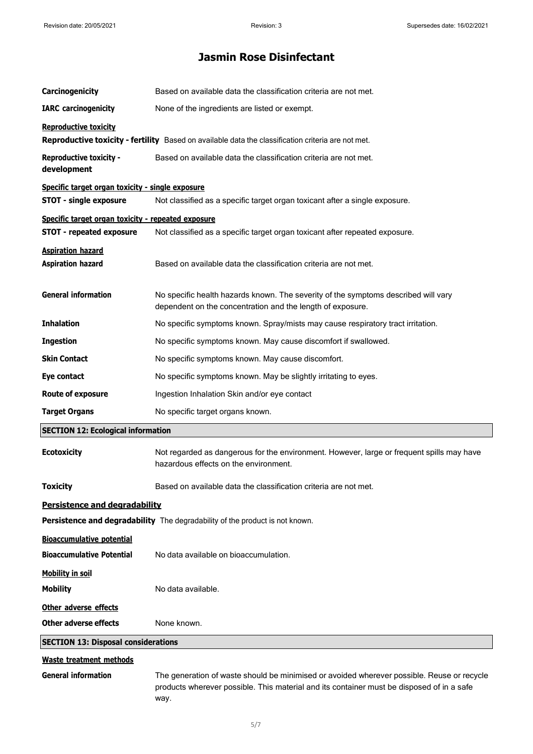# Jasmin Rose Disinfectant

**Carcinogenicity** Based on available data the classification criteria are not met.

**IARC carcinogenicity** None of the ingredients are listed or exempt.

**Reproductive toxicity**

**Reproductive toxicity - fertility** Based on available data the classification criteria are not met.

**Reproductive toxicity - development** Based on available data the classification criteria are not met.

**Specific target organ toxicity - single exposure**

**STOT - single exposure** Not classified as a specific target organ toxicant after a single exposure.

**Specific target organ toxicity - repeated exposure**

**STOT - repeated exposure** Not classified as a specific target organ toxicant after repeated exposure.

**Aspiration hazard**

**Aspiration hazard** Based on available data the classification criteria are not met.

**General information** No specific health hazards known. The severity of the symptoms described will vary dependent on the concentration and the length of exposure.

**Inhalation** No specific symptoms known. Spray/mists may cause respiratory tract irritation.

**Ingestion** No specific symptoms known. May cause discomfort if swallowed.

**Skin Contact** No specific symptoms known. May cause discomfort.

**Eye contact** No specific symptoms known. May be slightly irritating to eyes.

**Route of exposure** Ingestion Inhalation Skin and/or eye contact

**Target Organs** No specific target organs known.

## SECTION 12: Ecological information

**Ecotoxicity** Not regarded as dangerous for the environment. However, large or frequent spills may have hazardous effects on the environment.

**Toxicity** Based on available data the classification criteria are not met.

**Persistence and degradability**

**Persistence and degradability** The degradability of the product is not known.

**Bioaccumulative potential**

**Bioaccumulative Potential** No data available on bioaccumulation.

**Mobility in soil**

**Mobility** No data available.

**Other adverse effects**

**Other adverse effects** None known.

## SECTION 13: Disposal considerations

**Waste treatment methods**

**General information** The generation of waste should be minimised or avoided wherever possible. Reuse or recycle products wherever possible. This material and its container must be disposed of in a safe way.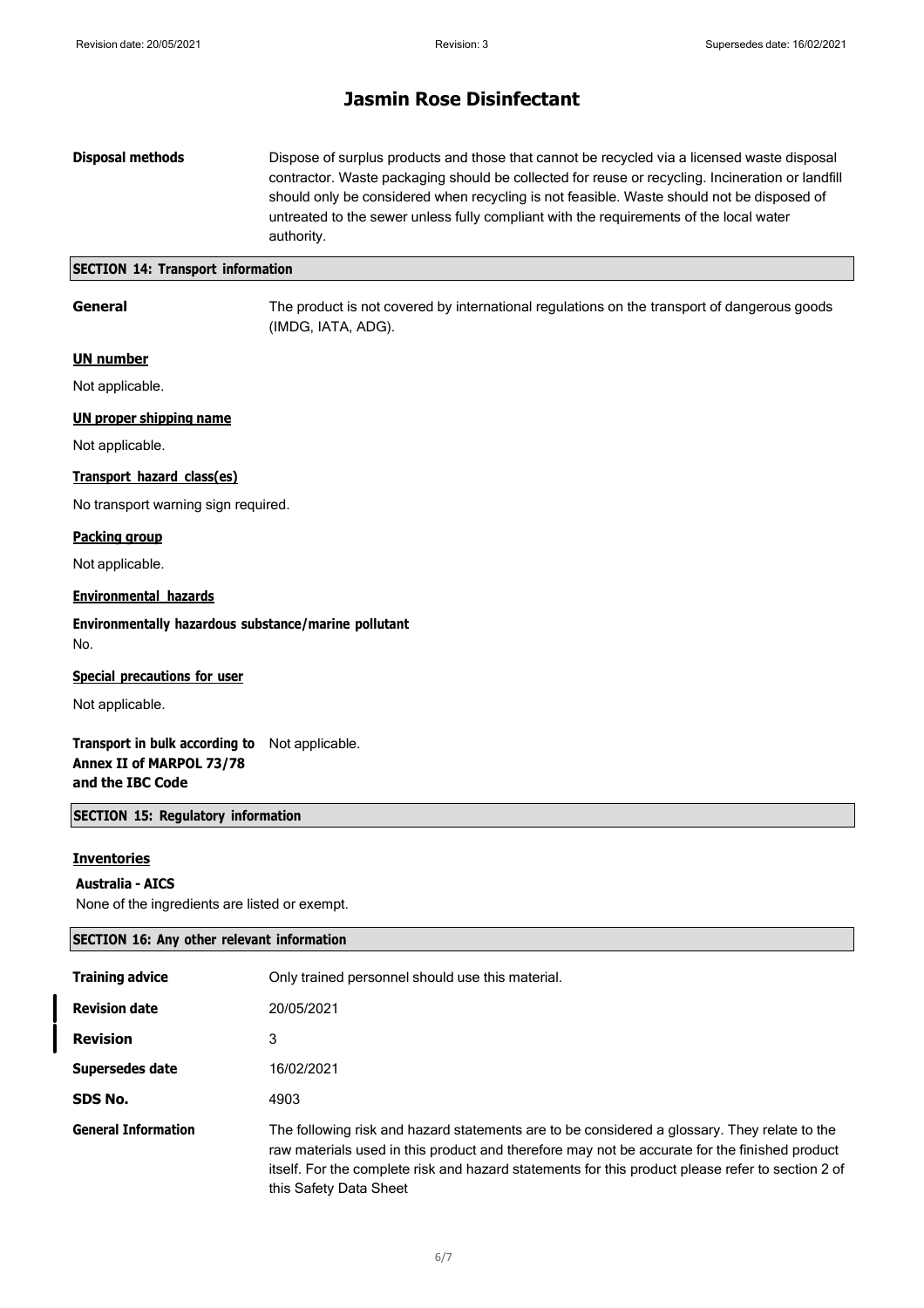# Jasmin Rose Disinfectant

**Disposal methods** Dispose of surplus products and those that cannot be recycled via a licensed waste disposal contractor. Waste packaging should be collected for reuse or recycling. Incineration or landfill should only be considered when recycling is not feasible. Waste should not be disposed of untreated to the sewer unless fully compliant with the requirements of the local water authority.

## SECTION 14: Transport information

**General** The product is not covered by international regulations on the transport of dangerous goods (IMDG, IATA, ADG).

### UN number

Not applicable.

### UN proper shipping name

Not applicable.

### Transport hazard class(es)

No transport warning sign required.

### Packing group

Not applicable.

### Environmental hazards

**Environmentally hazardous substance/marine pollutant**

No.

### Special precautions for user

Not applicable.

**Transport in bulk according to Annex II of MARPOL 73/78 and the IBC Code** Not applicable.

## SECTION 15: Regulatory information

### Inventories

**Australia - AICS**

None of the ingredients are listed or exempt.

## SECTION 16: Any other relevant information

| | |
|---|---|
| **Training advice** | Only trained personnel should use this material. |
| **Revision date** | 20/05/2021 |
| **Revision** | 3 |
| **Supersedes date** | 16/02/2021 |
| **SDS No.** | 4903 |
| **General Information** | The following risk and hazard statements are to be considered a glossary. They relate to the raw materials used in this product and therefore may not be accurate for the finished product itself. For the complete risk and hazard statements for this product please refer to section 2 of this Safety Data Sheet |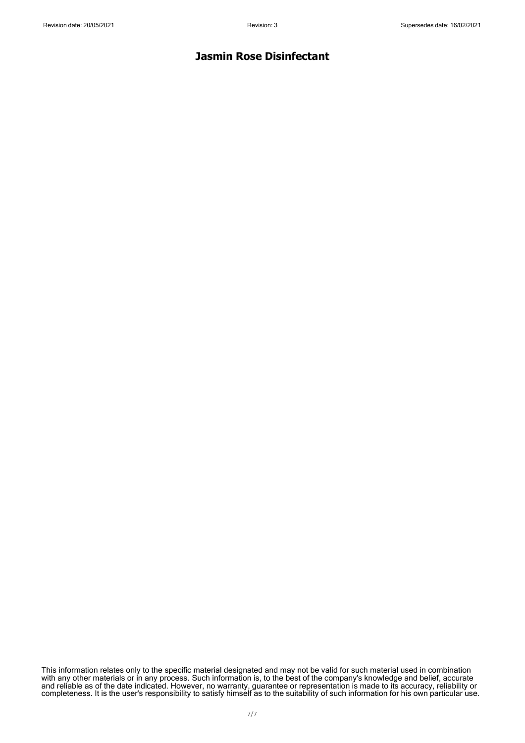This information relates only to the specific material designated and may not be valid for such material used in combination with any other materials or in any process. Such information is, to the best of the company's knowledge and belief, accurate and reliable as of the date indicated. However, no warranty, guarantee or representation is made to its accuracy, reliability or completeness. It is the user's responsibility to satisfy himself as to the suitability of such information for his own particular use.